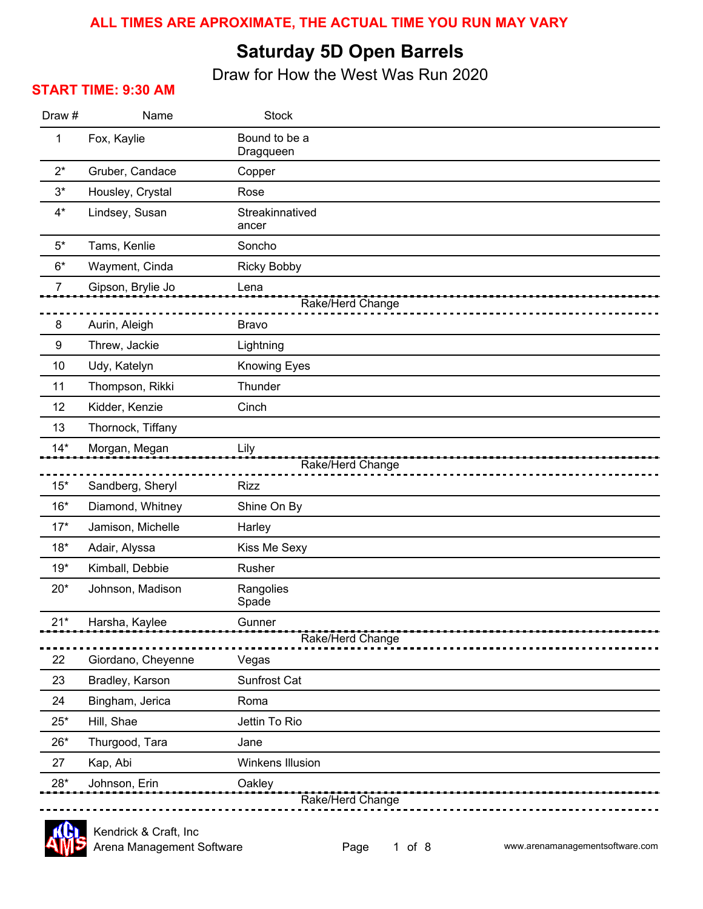**ALL TIMES ARE APROXIMATE, THE ACTUAL TIME YOU RUN MAY VARY**

# Saturday 5D Open Barrels

## Draw for How the West Was Run 2020

**START TIME: 9:30 AM**

| Draw # | Name | Stock |
|---|---|---|
| 1 | Fox, Kaylie | Bound to be a Dragqueen |
| 2* | Gruber, Candace | Copper |
| 3* | Housley, Crystal | Rose |
| 4* | Lindsey, Susan | Streakinnatived ancer |
| 5* | Tams, Kenlie | Soncho |
| 6* | Wayment, Cinda | Ricky Bobby |
| 7 | Gipson, Brylie Jo | Lena |
| | Rake/Herd Change | |
| 8 | Aurin, Aleigh | Bravo |
| 9 | Threw, Jackie | Lightning |
| 10 | Udy, Katelyn | Knowing Eyes |
| 11 | Thompson, Rikki | Thunder |
| 12 | Kidder, Kenzie | Cinch |
| 13 | Thornock, Tiffany | |
| 14* | Morgan, Megan | Lily |
| | Rake/Herd Change | |
| 15* | Sandberg, Sheryl | Rizz |
| 16* | Diamond, Whitney | Shine On By |
| 17* | Jamison, Michelle | Harley |
| 18* | Adair, Alyssa | Kiss Me Sexy |
| 19* | Kimball, Debbie | Rusher |
| 20* | Johnson, Madison | Rangolies Spade |
| 21* | Harsha, Kaylee | Gunner |
| | Rake/Herd Change | |
| 22 | Giordano, Cheyenne | Vegas |
| 23 | Bradley, Karson | Sunfrost Cat |
| 24 | Bingham, Jerica | Roma |
| 25* | Hill, Shae | Jettin To Rio |
| 26* | Thurgood, Tara | Jane |
| 27 | Kap, Abi | Winkens Illusion |
| 28* | Johnson, Erin | Oakley |
| | Rake/Herd Change | |

Kendrick & Craft, Inc
Arena Management Software

www.arenamanagementsoftware.com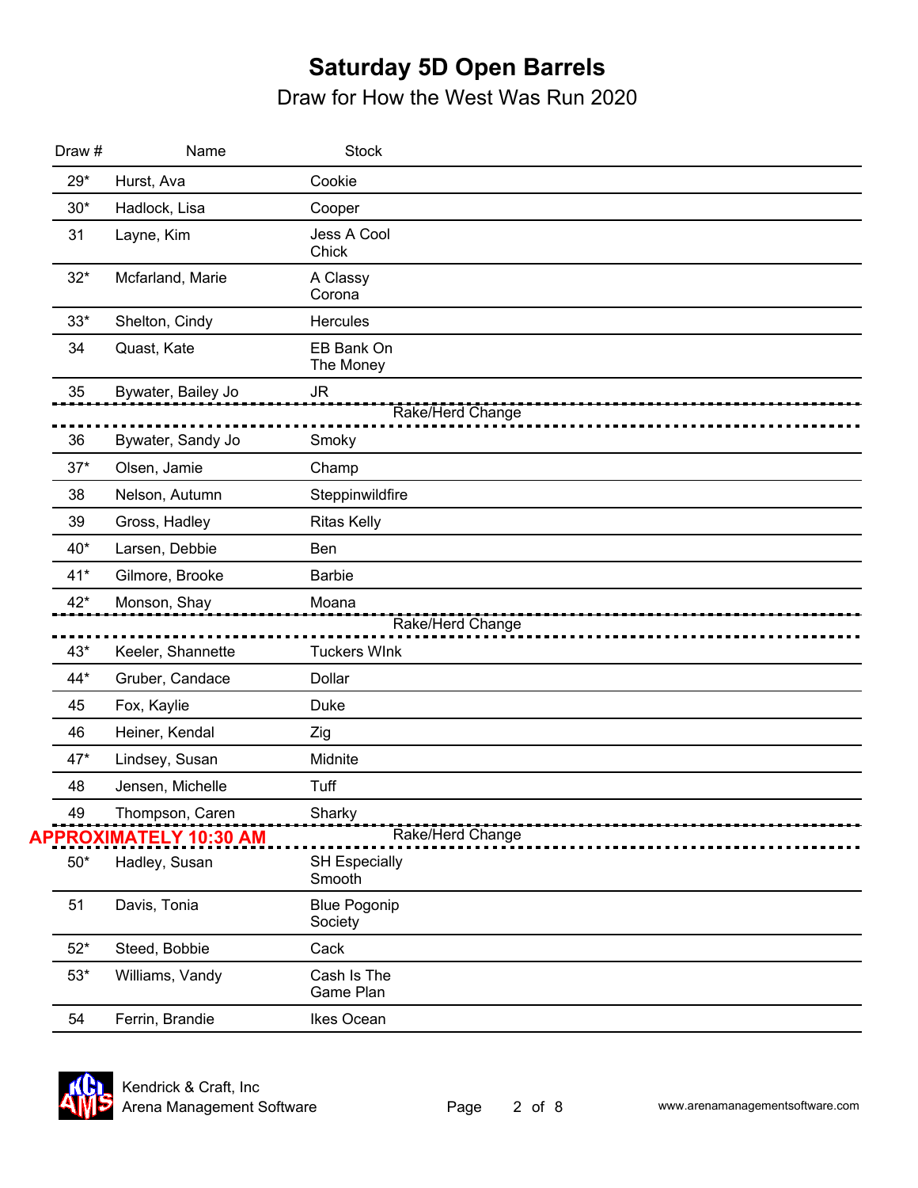# Saturday 5D Open Barrels

## Draw for How the West Was Run 2020

| Draw # | Name | Stock |
|---|---|---|
| 29* | Hurst, Ava | Cookie |
| 30* | Hadlock, Lisa | Cooper |
| 31 | Layne, Kim | Jess A Cool Chick |
| 32* | Mcfarland, Marie | A Classy Corona |
| 33* | Shelton, Cindy | Hercules |
| 34 | Quast, Kate | EB Bank On The Money |
| 35 | Bywater, Bailey Jo | JR |
| | | Rake/Herd Change |
| 36 | Bywater, Sandy Jo | Smoky |
| 37* | Olsen, Jamie | Champ |
| 38 | Nelson, Autumn | Steppinwildfire |
| 39 | Gross, Hadley | Ritas Kelly |
| 40* | Larsen, Debbie | Ben |
| 41* | Gilmore, Brooke | Barbie |
| 42* | Monson, Shay | Moana |
| | | Rake/Herd Change |
| 43* | Keeler, Shannette | Tuckers WInk |
| 44* | Gruber, Candace | Dollar |
| 45 | Fox, Kaylie | Duke |
| 46 | Heiner, Kendal | Zig |
| 47* | Lindsey, Susan | Midnite |
| 48 | Jensen, Michelle | Tuff |
| 49 | Thompson, Caren | Sharky |
| APPROXIMATELY 10:30 AM | | Rake/Herd Change |
| 50* | Hadley, Susan | SH Especially Smooth |
| 51 | Davis, Tonia | Blue Pogonip Society |
| 52* | Steed, Bobbie | Cack |
| 53* | Williams, Vandy | Cash Is The Game Plan |
| 54 | Ferrin, Brandie | Ikes Ocean |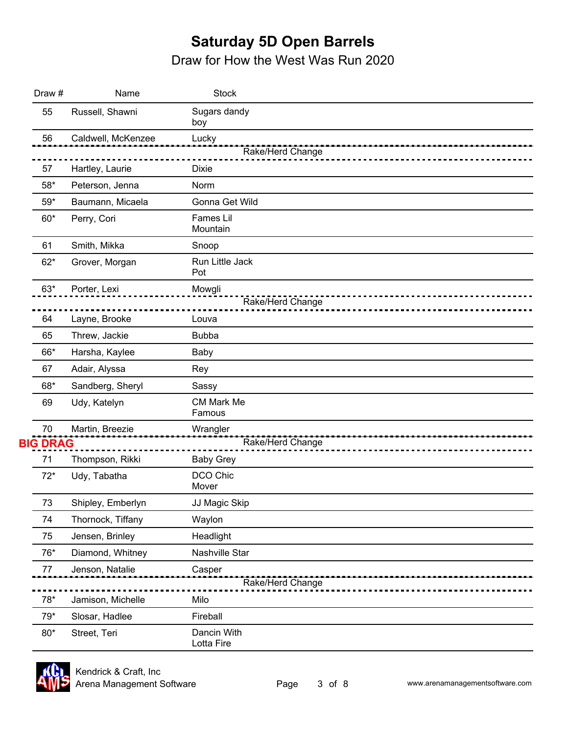# Saturday 5D Open Barrels

## Draw for How the West Was Run 2020

| Draw # | Name | Stock |
| --- | --- | --- |
| 55 | Russell, Shawni | Sugars dandy boy |
| 56 | Caldwell, McKenzee | Lucky |
| | | Rake/Herd Change |
| 57 | Hartley, Laurie | Dixie |
| 58* | Peterson, Jenna | Norm |
| 59* | Baumann, Micaela | Gonna Get Wild |
| 60* | Perry, Cori | Fames Lil Mountain |
| 61 | Smith, Mikka | Snoop |
| 62* | Grover, Morgan | Run Little Jack Pot |
| 63* | Porter, Lexi | Mowgli |
| | | Rake/Herd Change |
| 64 | Layne, Brooke | Louva |
| 65 | Threw, Jackie | Bubba |
| 66* | Harsha, Kaylee | Baby |
| 67 | Adair, Alyssa | Rey |
| 68* | Sandberg, Sheryl | Sassy |
| 69 | Udy, Katelyn | CM Mark Me Famous |
| 70 | Martin, Breezie | Wrangler |
| BIG DRAG | | Rake/Herd Change |
| 71 | Thompson, Rikki | Baby Grey |
| 72* | Udy, Tabatha | DCO Chic Mover |
| 73 | Shipley, Emberlyn | JJ Magic Skip |
| 74 | Thornock, Tiffany | Waylon |
| 75 | Jensen, Brinley | Headlight |
| 76* | Diamond, Whitney | Nashville Star |
| 77 | Jenson, Natalie | Casper |
| | | Rake/Herd Change |
| 78* | Jamison, Michelle | Milo |
| 79* | Slosar, Hadlee | Fireball |
| 80* | Street, Teri | Dancin With Lotta Fire |

Kendrick & Craft, Inc
Arena Management Software

www.arenamanagementsoftware.com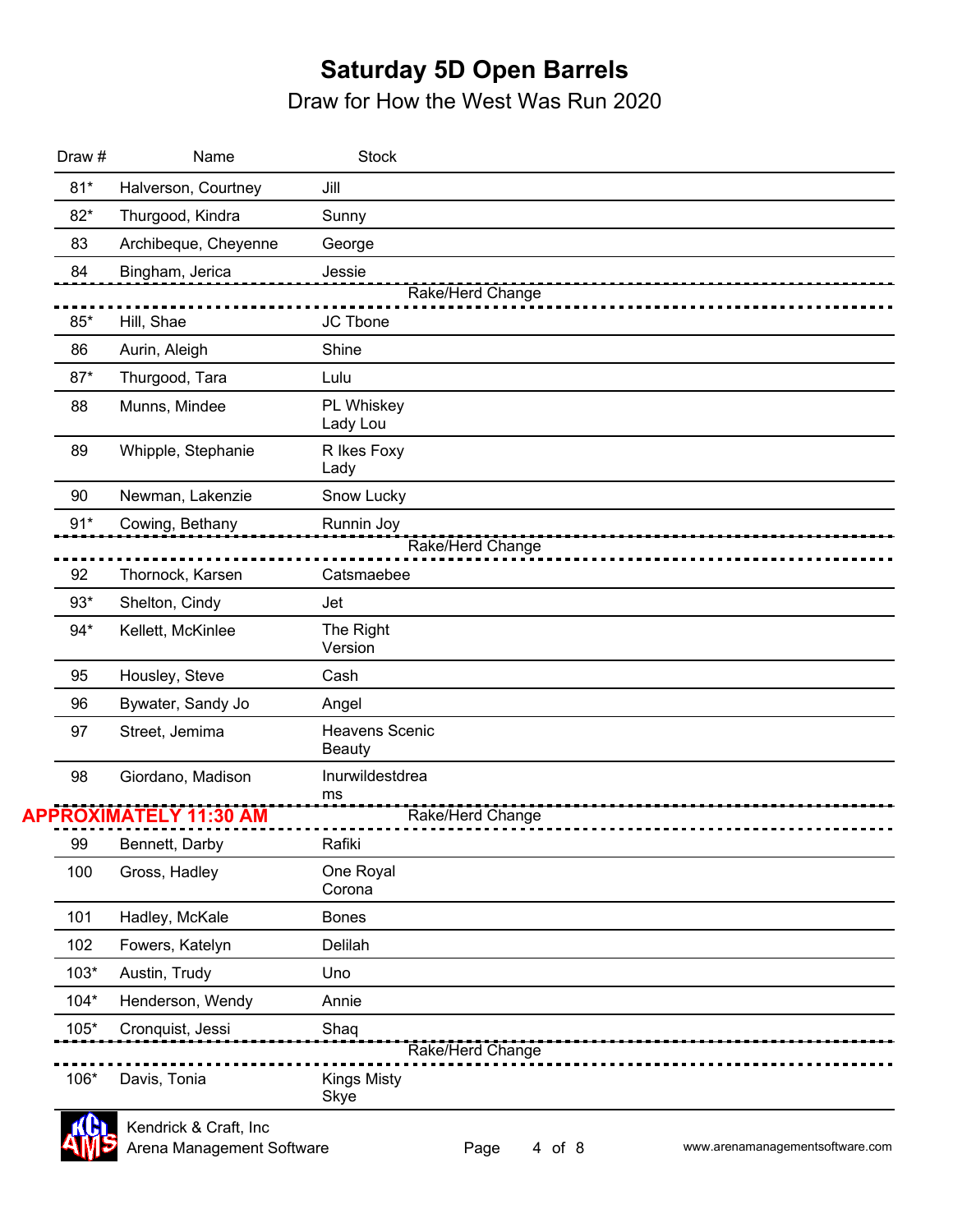# Saturday 5D Open Barrels

## Draw for How the West Was Run 2020

| Draw # | Name | Stock |
|---|---|---|
| 81* | Halverson, Courtney | Jill |
| 82* | Thurgood, Kindra | Sunny |
| 83 | Archibeque, Cheyenne | George |
| 84 | Bingham, Jerica | Jessie |
| | | Rake/Herd Change |
| 85* | Hill, Shae | JC Tbone |
| 86 | Aurin, Aleigh | Shine |
| 87* | Thurgood, Tara | Lulu |
| 88 | Munns, Mindee | PL Whiskey Lady Lou |
| 89 | Whipple, Stephanie | R Ikes Foxy Lady |
| 90 | Newman, Lakenzie | Snow Lucky |
| 91* | Cowing, Bethany | Runnin Joy |
| | | Rake/Herd Change |
| 92 | Thornock, Karsen | Catsmaebee |
| 93* | Shelton, Cindy | Jet |
| 94* | Kellett, McKinlee | The Right Version |
| 95 | Housley, Steve | Cash |
| 96 | Bywater, Sandy Jo | Angel |
| 97 | Street, Jemima | Heavens Scenic Beauty |
| 98 | Giordano, Madison | Inurwildestdreams |
| **APPROXIMATELY 11:30 AM** | | Rake/Herd Change |
| 99 | Bennett, Darby | Rafiki |
| 100 | Gross, Hadley | One Royal Corona |
| 101 | Hadley, McKale | Bones |
| 102 | Fowers, Katelyn | Delilah |
| 103* | Austin, Trudy | Uno |
| 104* | Henderson, Wendy | Annie |
| 105* | Cronquist, Jessi | Shaq |
| | | Rake/Herd Change |
| 106* | Davis, Tonia | Kings Misty Skye |

Kendrick & Craft, Inc
Arena Management Software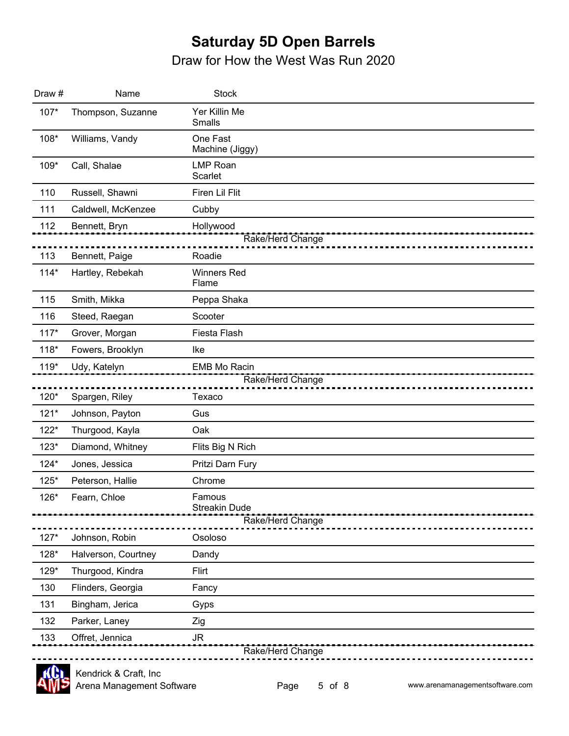# Saturday 5D Open Barrels

Draw for How the West Was Run 2020

| Draw # | Name | Stock |
|---|---|---|
| 107* | Thompson, Suzanne | Yer Killin Me Smalls |
| 108* | Williams, Vandy | One Fast Machine (Jiggy) |
| 109* | Call, Shalae | LMP Roan Scarlet |
| 110 | Russell, Shawni | Firen Lil Flit |
| 111 | Caldwell, McKenzee | Cubby |
| 112 | Bennett, Bryn | Hollywood |
| | | Rake/Herd Change |
| 113 | Bennett, Paige | Roadie |
| 114* | Hartley, Rebekah | Winners Red Flame |
| 115 | Smith, Mikka | Peppa Shaka |
| 116 | Steed, Raegan | Scooter |
| 117* | Grover, Morgan | Fiesta Flash |
| 118* | Fowers, Brooklyn | Ike |
| 119* | Udy, Katelyn | EMB Mo Racin |
| | | Rake/Herd Change |
| 120* | Spargen, Riley | Texaco |
| 121* | Johnson, Payton | Gus |
| 122* | Thurgood, Kayla | Oak |
| 123* | Diamond, Whitney | Flits Big N Rich |
| 124* | Jones, Jessica | Pritzi Darn Fury |
| 125* | Peterson, Hallie | Chrome |
| 126* | Fearn, Chloe | Famous Streakin Dude |
| | | Rake/Herd Change |
| 127* | Johnson, Robin | Osoloso |
| 128* | Halverson, Courtney | Dandy |
| 129* | Thurgood, Kindra | Flirt |
| 130 | Flinders, Georgia | Fancy |
| 131 | Bingham, Jerica | Gyps |
| 132 | Parker, Laney | Zig |
| 133 | Offret, Jennica | JR |
| | | Rake/Herd Change |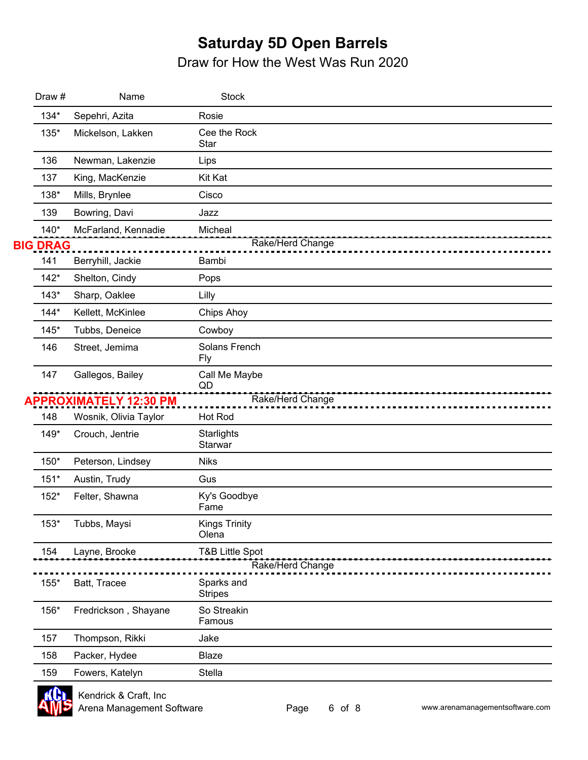# Saturday 5D Open Barrels

## Draw for How the West Was Run 2020

| Draw # | Name | Stock |
|---|---|---|
| 134* | Sepehri, Azita | Rosie |
| 135* | Mickelson, Lakken | Cee the Rock Star |
| 136 | Newman, Lakenzie | Lips |
| 137 | King, MacKenzie | Kit Kat |
| 138* | Mills, Brynlee | Cisco |
| 139 | Bowring, Davi | Jazz |
| 140* | McFarland, Kennadie | Micheal |
| **BIG DRAG** | | Rake/Herd Change |
| 141 | Berryhill, Jackie | Bambi |
| 142* | Shelton, Cindy | Pops |
| 143* | Sharp, Oaklee | Lilly |
| 144* | Kellett, McKinlee | Chips Ahoy |
| 145* | Tubbs, Deneice | Cowboy |
| 146 | Street, Jemima | Solans French Fly |
| 147 | Gallegos, Bailey | Call Me Maybe QD |
| **APPROXIMATELY 12:30 PM** | | Rake/Herd Change |
| 148 | Wosnik, Olivia Taylor | Hot Rod |
| 149* | Crouch, Jentrie | Starlights Starwar |
| 150* | Peterson, Lindsey | Niks |
| 151* | Austin, Trudy | Gus |
| 152* | Felter, Shawna | Ky's Goodbye Fame |
| 153* | Tubbs, Maysi | Kings Trinity Olena |
| 154 | Layne, Brooke | T&B Little Spot |
| | | Rake/Herd Change |
| 155* | Batt, Tracee | Sparks and Stripes |
| 156* | Fredrickson , Shayane | So Streakin Famous |
| 157 | Thompson, Rikki | Jake |
| 158 | Packer, Hydee | Blaze |
| 159 | Fowers, Katelyn | Stella |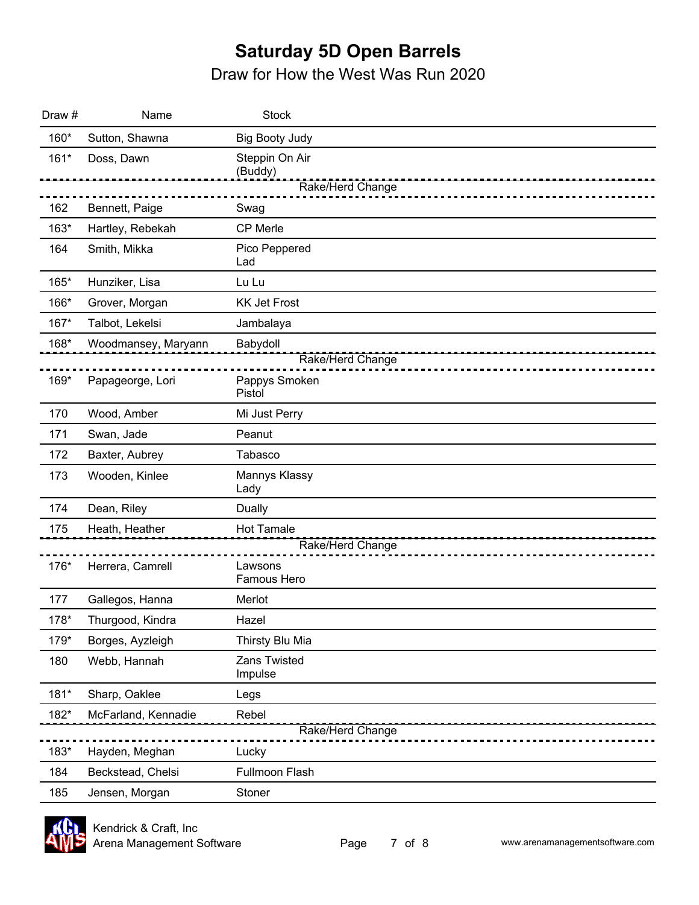# Saturday 5D Open Barrels

## Draw for How the West Was Run 2020

| Draw # | Name | Stock |
|---|---|---|
| 160* | Sutton, Shawna | Big Booty Judy |
| 161* | Doss, Dawn | Steppin On Air (Buddy) |
| | | Rake/Herd Change |
| 162 | Bennett, Paige | Swag |
| 163* | Hartley, Rebekah | CP Merle |
| 164 | Smith, Mikka | Pico Peppered Lad |
| 165* | Hunziker, Lisa | Lu Lu |
| 166* | Grover, Morgan | KK Jet Frost |
| 167* | Talbot, Lekelsi | Jambalaya |
| 168* | Woodmansey, Maryann | Babydoll |
| | | Rake/Herd Change |
| 169* | Papageorge, Lori | Pappys Smoken Pistol |
| 170 | Wood, Amber | Mi Just Perry |
| 171 | Swan, Jade | Peanut |
| 172 | Baxter, Aubrey | Tabasco |
| 173 | Wooden, Kinlee | Mannys Klassy Lady |
| 174 | Dean, Riley | Dually |
| 175 | Heath, Heather | Hot Tamale |
| | | Rake/Herd Change |
| 176* | Herrera, Camrell | Lawsons Famous Hero |
| 177 | Gallegos, Hanna | Merlot |
| 178* | Thurgood, Kindra | Hazel |
| 179* | Borges, Ayzleigh | Thirsty Blu Mia |
| 180 | Webb, Hannah | Zans Twisted Impulse |
| 181* | Sharp, Oaklee | Legs |
| 182* | McFarland, Kennadie | Rebel |
| | | Rake/Herd Change |
| 183* | Hayden, Meghan | Lucky |
| 184 | Beckstead, Chelsi | Fullmoon Flash |
| 185 | Jensen, Morgan | Stoner |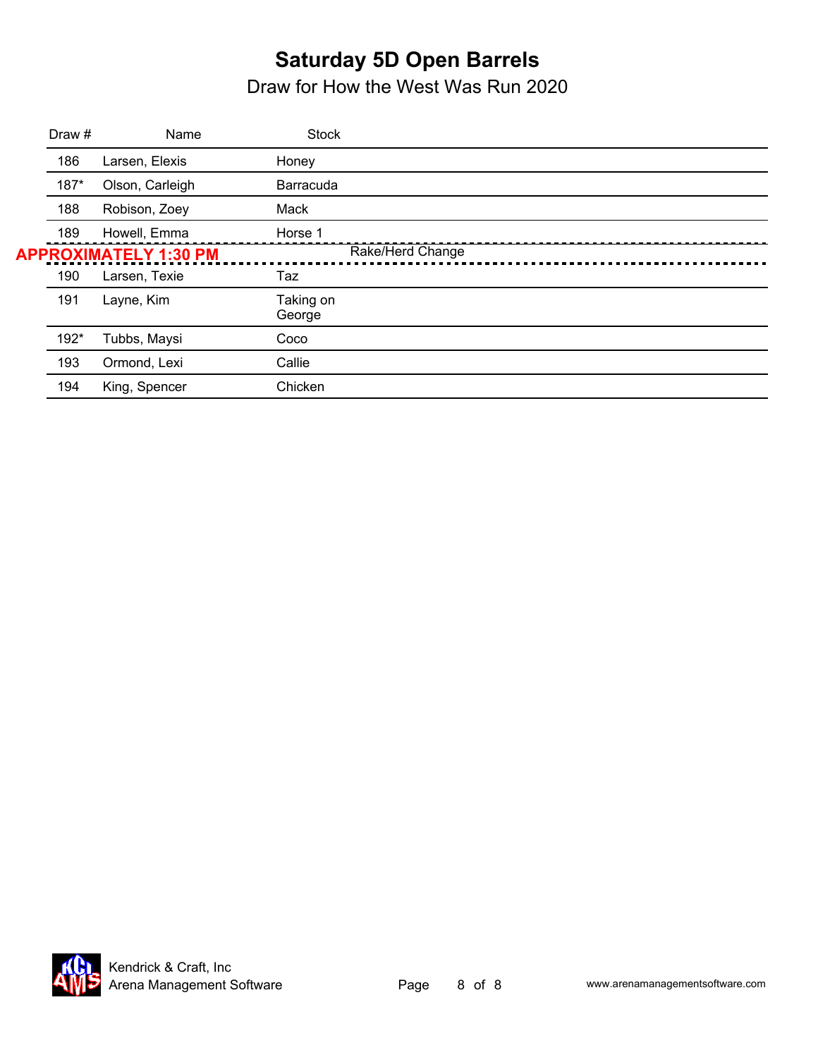# Saturday 5D Open Barrels

Draw for How the West Was Run 2020

| Draw # | Name | Stock |
| --- | --- | --- |
| 186 | Larsen, Elexis | Honey |
| 187* | Olson, Carleigh | Barracuda |
| 188 | Robison, Zoey | Mack |
| 189 | Howell, Emma | Horse 1 |
| **APPROXIMATELY 1:30 PM** | | Rake/Herd Change |
| 190 | Larsen, Texie | Taz |
| 191 | Layne, Kim | Taking on George |
| 192* | Tubbs, Maysi | Coco |
| 193 | Ormond, Lexi | Callie |
| 194 | King, Spencer | Chicken |

Kendrick & Craft, Inc
Arena Management Software

www.arenamanagementsoftware.com